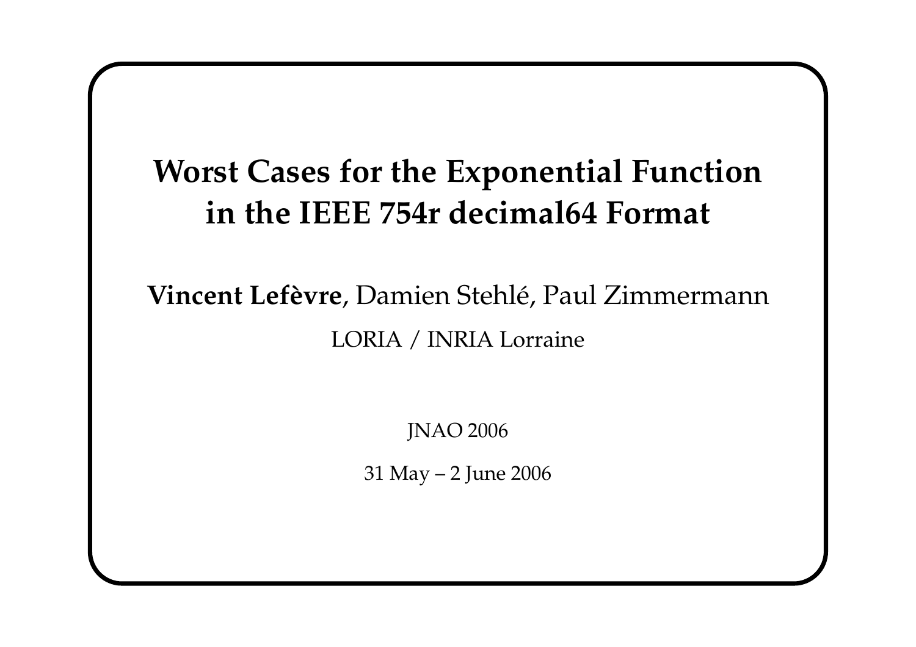# Worst Cases for the Exponential Function in the IEEE 754r decimal64 Format

**Vincent Lefèvre**, Damien Stehlé, Paul Zimmermann

LORIA / INRIA Lorraine

JNAO 2006

31 May – 2 June 2006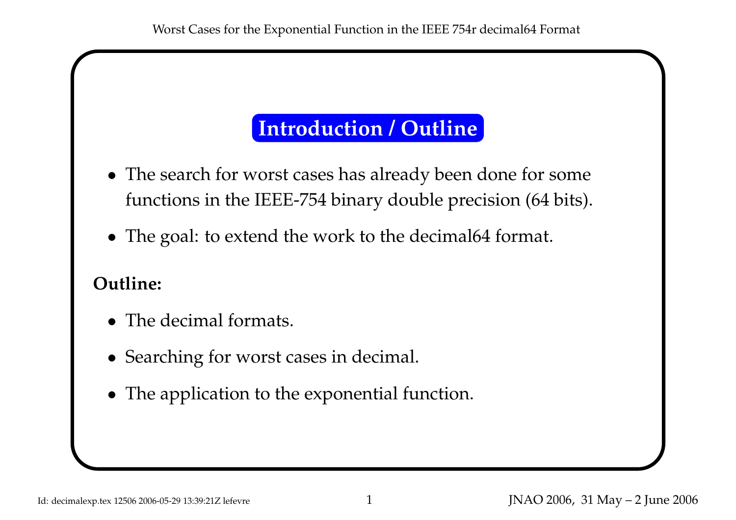## Introduction / Outline

- The search for worst cases has already been done for some functions in the IEEE-754 binary double precision (64 bits).
- The goal: to extend the work to the decimal64 format.

**Outline:**

- The decimal formats.
- Searching for worst cases in decimal.
- The application to the exponential function.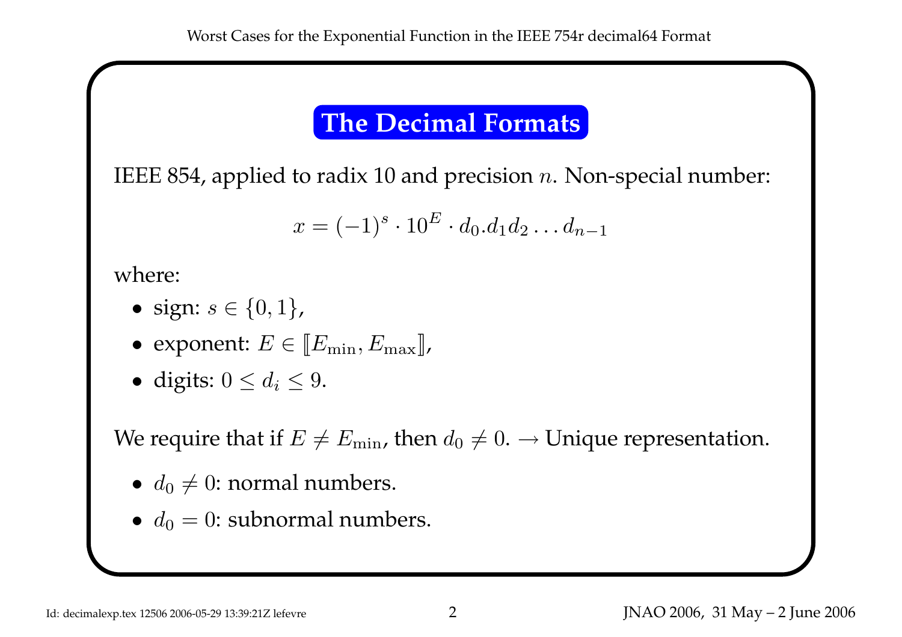## The Decimal Formats

IEEE 854, applied to radix 10 and precision $n$. Non-special number:

$$x = (-1)^s \cdot 10^E \cdot d_0.d_1 d_2 \ldots d_{n-1}$$

where:

- sign: $s \in \{0, 1\}$,
- exponent: $E \in [\![E_{\min}, E_{\max}]\!]$,
- digits: $0 \leq d_i \leq 9$.

We require that if $E \neq E_{\min}$, then $d_0 \neq 0$. → Unique representation.

- $d_0 \neq 0$: normal numbers.
- $d_0 = 0$: subnormal numbers.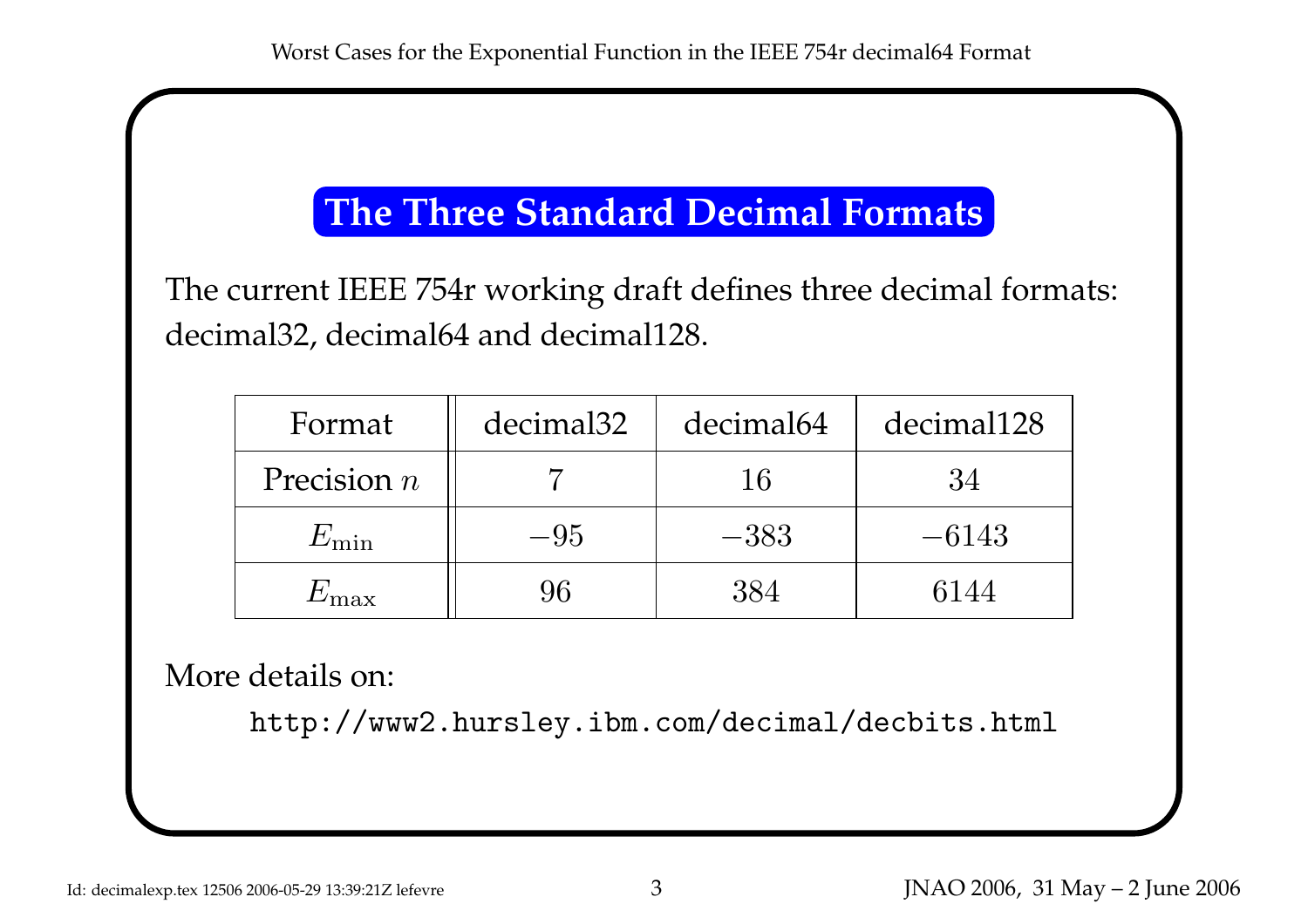## The Three Standard Decimal Formats

The current IEEE 754r working draft defines three decimal formats: decimal32, decimal64 and decimal128.

| Format | decimal32 | decimal64 | decimal128 |
|---|---|---|---|
| Precision $n$ | $7$ | $16$ | $34$ |
| $E_{\min}$ | $-95$ | $-383$ | $-6143$ |
| $E_{\max}$ | $96$ | $384$ | $6144$ |

More details on:

`http://www2.hursley.ibm.com/decimal/decbits.html`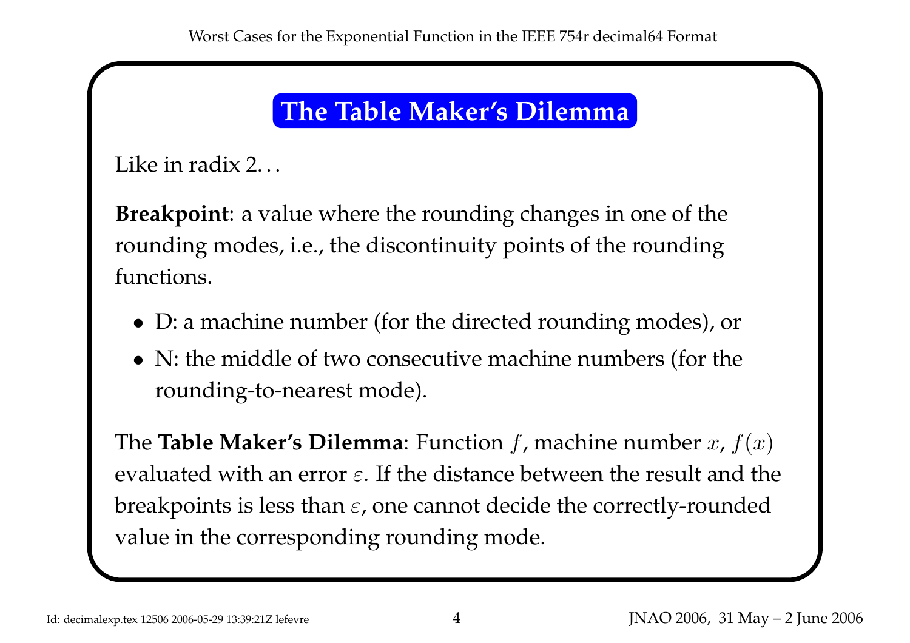# The Table Maker's Dilemma

Like in radix 2…

**Breakpoint**: a value where the rounding changes in one of the rounding modes, i.e., the discontinuity points of the rounding functions.

- D: a machine number (for the directed rounding modes), or
- N: the middle of two consecutive machine numbers (for the rounding-to-nearest mode).

The **Table Maker's Dilemma**: Function $f$, machine number $x$, $f(x)$ evaluated with an error $\varepsilon$. If the distance between the result and the breakpoints is less than $\varepsilon$, one cannot decide the correctly-rounded value in the corresponding rounding mode.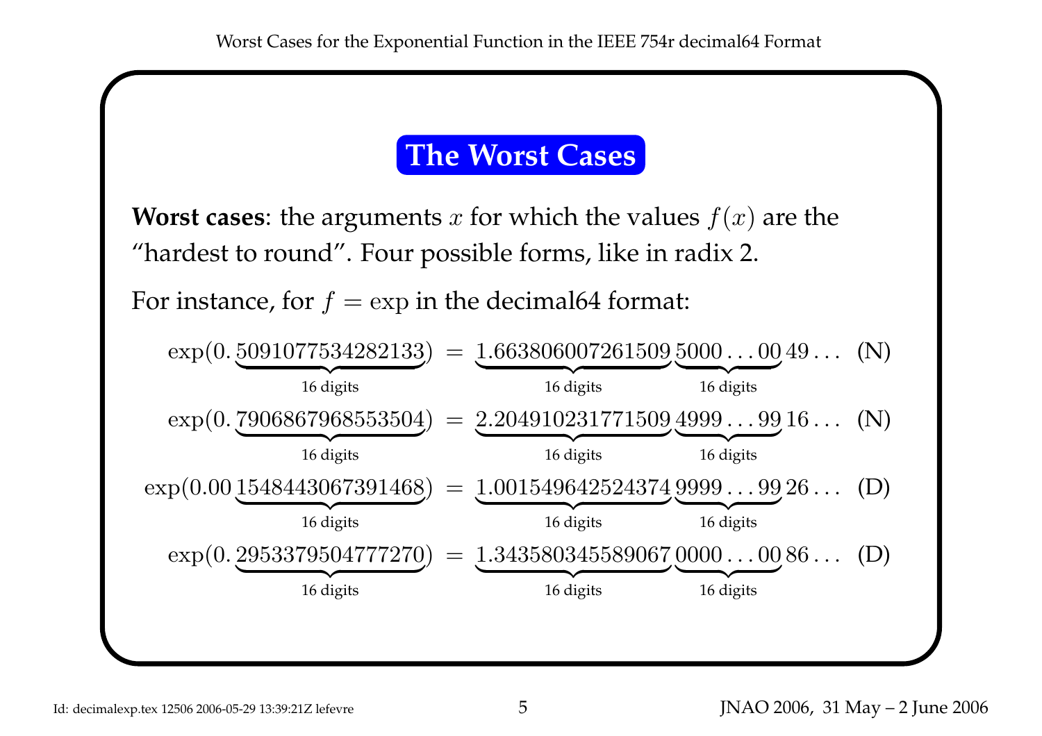## The Worst Cases

**Worst cases**: the arguments $x$ for which the values $f(x)$ are the "hardest to round". Four possible forms, like in radix 2.

For instance, for $f = \exp$ in the decimal64 format:

$$\exp(0.\underbrace{5091077534282133}_{\text{16 digits}}) = \underbrace{1.663806007261509}_{\text{16 digits}}\underbrace{5000\ldots00}_{\text{16 digits}}49\ldots \quad \text{(N)}$$

$$\exp(0.\underbrace{7906867968553504}_{\text{16 digits}}) = \underbrace{2.204910231771509}_{\text{16 digits}}\underbrace{4999\ldots99}_{\text{16 digits}}16\ldots \quad \text{(N)}$$

$$\exp(0.00\underbrace{1548443067391468}_{\text{16 digits}}) = \underbrace{1.001549642524374}_{\text{16 digits}}\underbrace{9999\ldots99}_{\text{16 digits}}26\ldots \quad \text{(D)}$$

$$\exp(0.\underbrace{2953379504777270}_{\text{16 digits}}) = \underbrace{1.343580345589067}_{\text{16 digits}}\underbrace{0000\ldots00}_{\text{16 digits}}86\ldots \quad \text{(D)}$$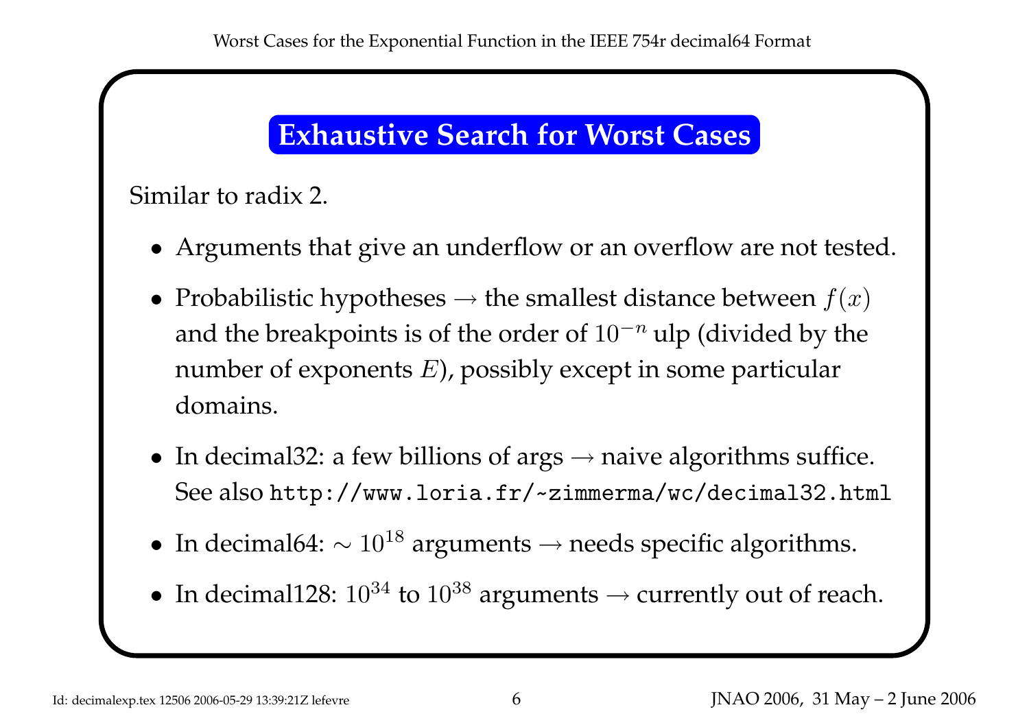# Exhaustive Search for Worst Cases

Similar to radix 2.

- Arguments that give an underflow or an overflow are not tested.
- Probabilistic hypotheses → the smallest distance between $f(x)$ and the breakpoints is of the order of $10^{-n}$ ulp (divided by the number of exponents $E$), possibly except in some particular domains.
- In decimal32: a few billions of args → naive algorithms suffice. See also `http://www.loria.fr/~zimmerma/wc/decimal32.html`
- In decimal64: $\sim 10^{18}$ arguments → needs specific algorithms.
- In decimal128: $10^{34}$ to $10^{38}$ arguments → currently out of reach.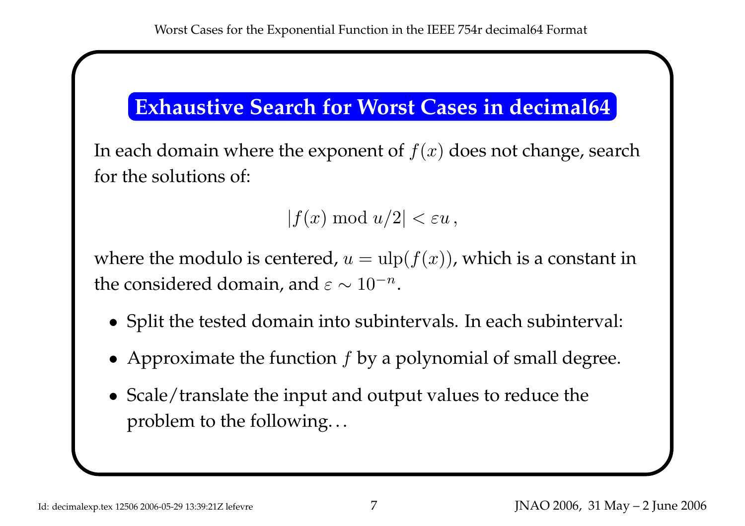## Exhaustive Search for Worst Cases in decimal64

In each domain where the exponent of $f(x)$ does not change, search for the solutions of:

$$|f(x) \bmod u/2| < \varepsilon u\,,$$

where the modulo is centered, $u = \mathrm{ulp}(f(x))$, which is a constant in the considered domain, and $\varepsilon \sim 10^{-n}$.

- Split the tested domain into subintervals. In each subinterval:
- Approximate the function $f$ by a polynomial of small degree.
- Scale/translate the input and output values to reduce the problem to the following…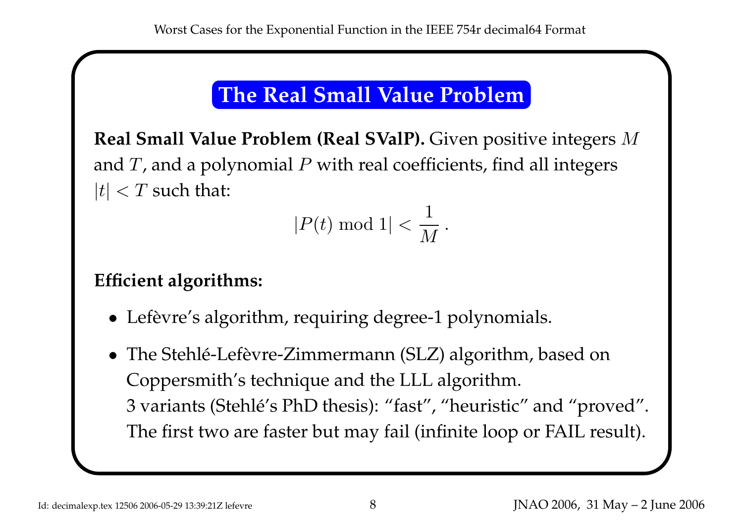## The Real Small Value Problem

**Real Small Value Problem (Real SValP).** Given positive integers $M$ and $T$, and a polynomial $P$ with real coefficients, find all integers $|t| < T$ such that:

$$|P(t) \bmod 1| < \frac{1}{M}\,.$$

**Efficient algorithms:**

- Lefèvre's algorithm, requiring degree-1 polynomials.
- The Stehlé-Lefèvre-Zimmermann (SLZ) algorithm, based on Coppersmith's technique and the LLL algorithm.
  3 variants (Stehlé's PhD thesis): "fast", "heuristic" and "proved".
  The first two are faster but may fail (infinite loop or FAIL result).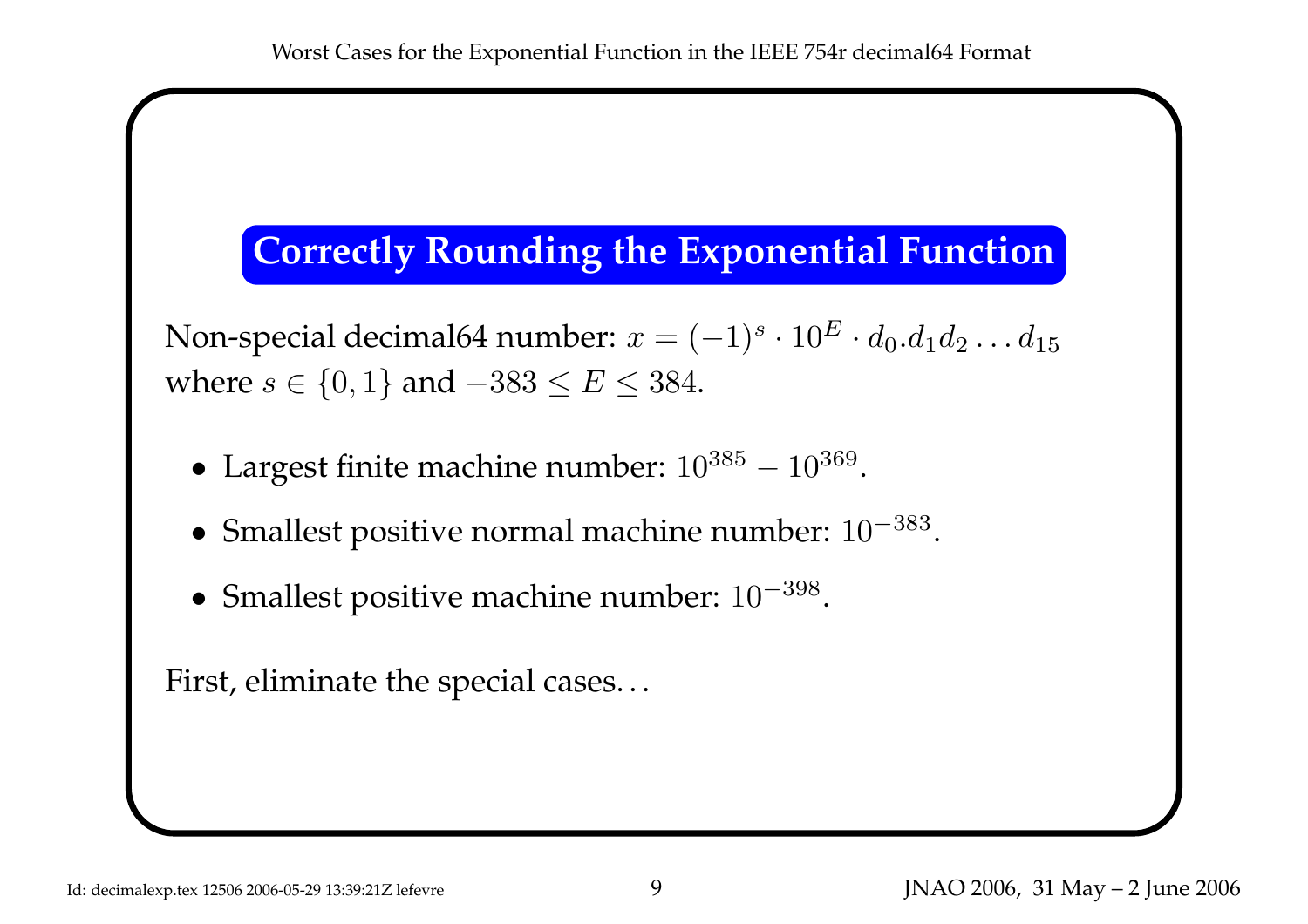## Correctly Rounding the Exponential Function

Non-special decimal64 number: $x = (-1)^s \cdot 10^E \cdot d_0.d_1 d_2 \ldots d_{15}$ where $s \in \{0, 1\}$ and $-383 \leq E \leq 384$.

- Largest finite machine number: $10^{385} - 10^{369}$.
- Smallest positive normal machine number: $10^{-383}$.
- Smallest positive machine number: $10^{-398}$.

First, eliminate the special cases…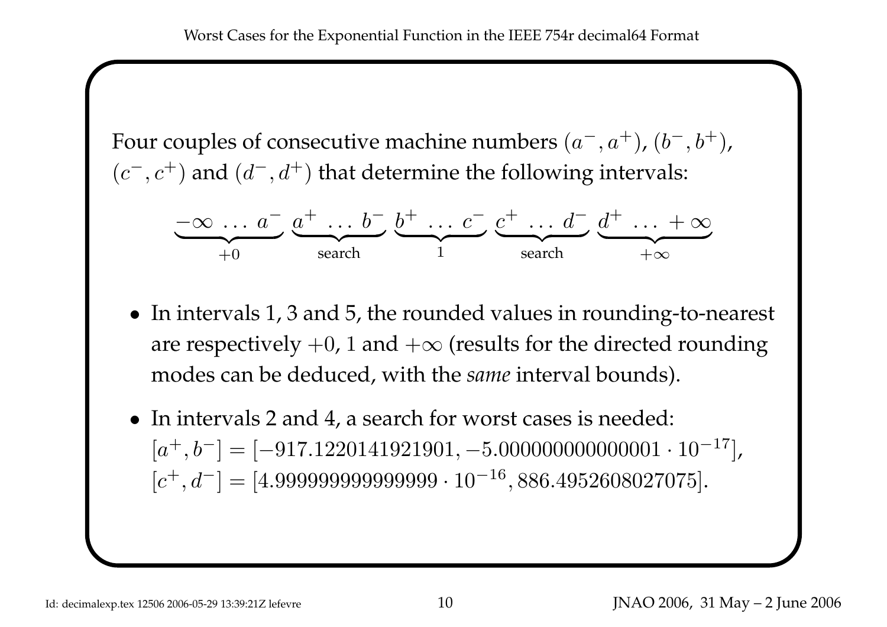Four couples of consecutive machine numbers $(a^-, a^+)$, $(b^-, b^+)$, $(c^-, c^+)$ and $(d^-, d^+)$ that determine the following intervals:

$$\underbrace{-\infty \ \ldots \ a^-}_{+0} \ \underbrace{a^+ \ \ldots \ b^-}_{\text{search}} \ \underbrace{b^+ \ \ldots \ c^-}_{1} \ \underbrace{c^+ \ \ldots \ d^-}_{\text{search}} \ \underbrace{d^+ \ \ldots \ +\infty}_{+\infty}$$

- In intervals 1, 3 and 5, the rounded values in rounding-to-nearest are respectively $+0$, $1$ and $+\infty$ (results for the directed rounding modes can be deduced, with the *same* interval bounds).
- In intervals 2 and 4, a search for worst cases is needed:
  $[a^+, b^-] = [-917.1220141921901, -5.000000000000001 \cdot 10^{-17}]$,
  $[c^+, d^-] = [4.999999999999999 \cdot 10^{-16}, 886.4952608027075]$.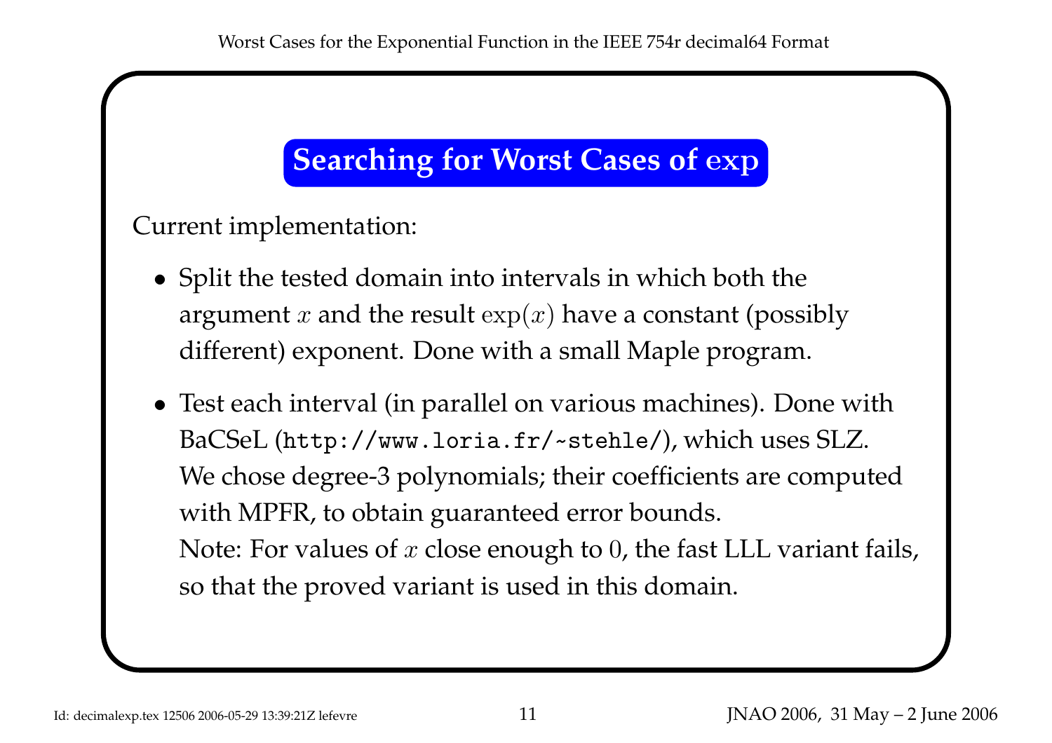## Searching for Worst Cases of exp

Current implementation:

- Split the tested domain into intervals in which both the argument $x$ and the result $\exp(x)$ have a constant (possibly different) exponent. Done with a small Maple program.
- Test each interval (in parallel on various machines). Done with BaCSeL (`http://www.loria.fr/~stehle/`), which uses SLZ. We chose degree-3 polynomials; their coefficients are computed with MPFR, to obtain guaranteed error bounds.
  Note: For values of $x$ close enough to $0$, the fast LLL variant fails, so that the proved variant is used in this domain.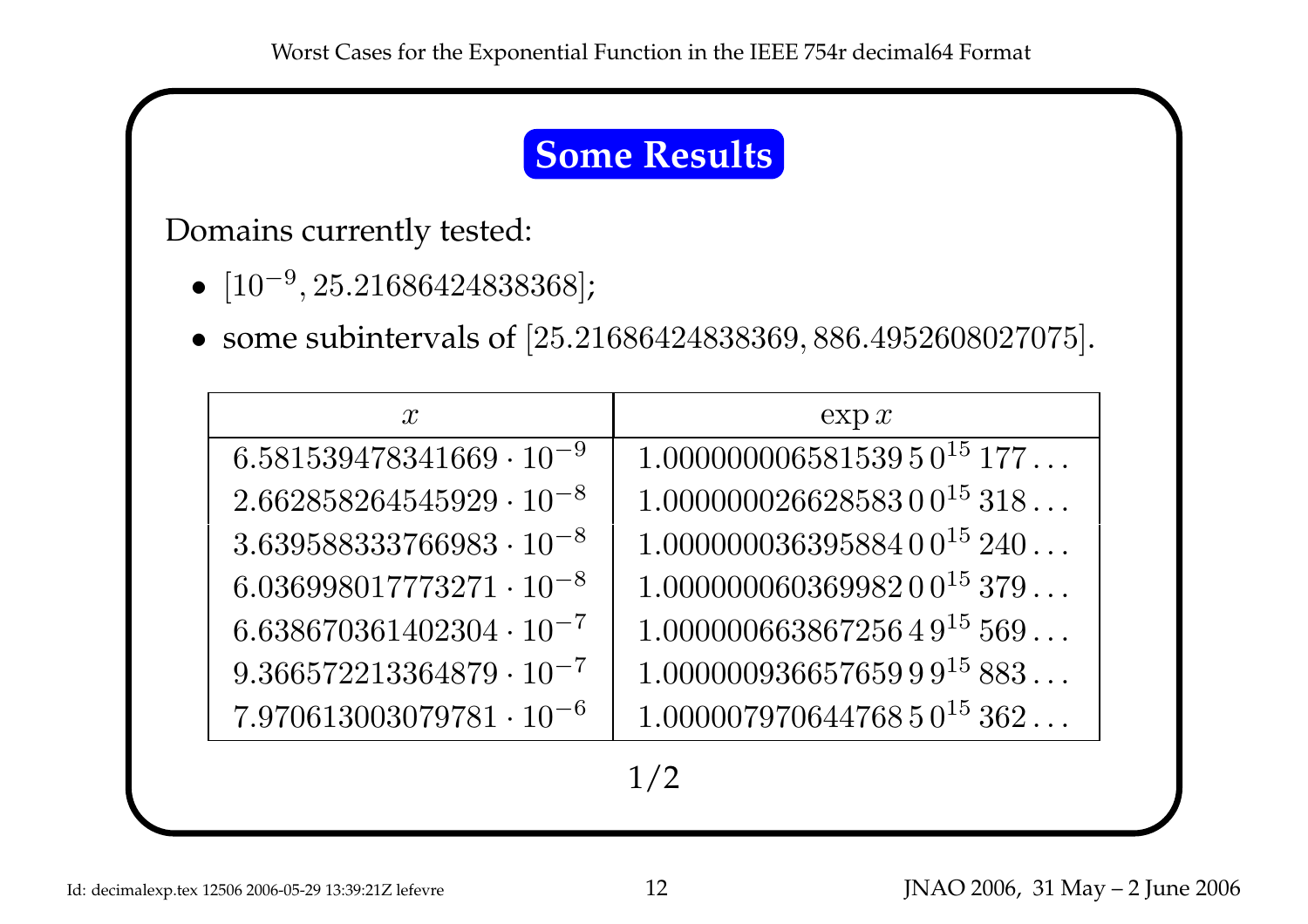## Some Results

Domains currently tested:

- $[10^{-9}, 25.21686424838368]$;
- some subintervals of $[25.21686424838369, 886.4952608027075]$.

| $x$ | $\exp x$ |
| --- | --- |
| $6.581539478341669 \cdot 10^{-9}$ | $1.000000006581539\,5\,0^{15}\,177\ldots$ |
| $2.662858264545929 \cdot 10^{-8}$ | $1.000000026628583\,0\,0^{15}\,318\ldots$ |
| $3.639588333766983 \cdot 10^{-8}$ | $1.000000036395884\,0\,0^{15}\,240\ldots$ |
| $6.036998017773271 \cdot 10^{-8}$ | $1.000000060369982\,0\,0^{15}\,379\ldots$ |
| $6.638670361402304 \cdot 10^{-7}$ | $1.000000663867256\,4\,9^{15}\,569\ldots$ |
| $9.366572213364879 \cdot 10^{-7}$ | $1.000000936657659\,9\,9^{15}\,883\ldots$ |
| $7.970613003079781 \cdot 10^{-6}$ | $1.000007970644768\,5\,0^{15}\,362\ldots$ |

1/2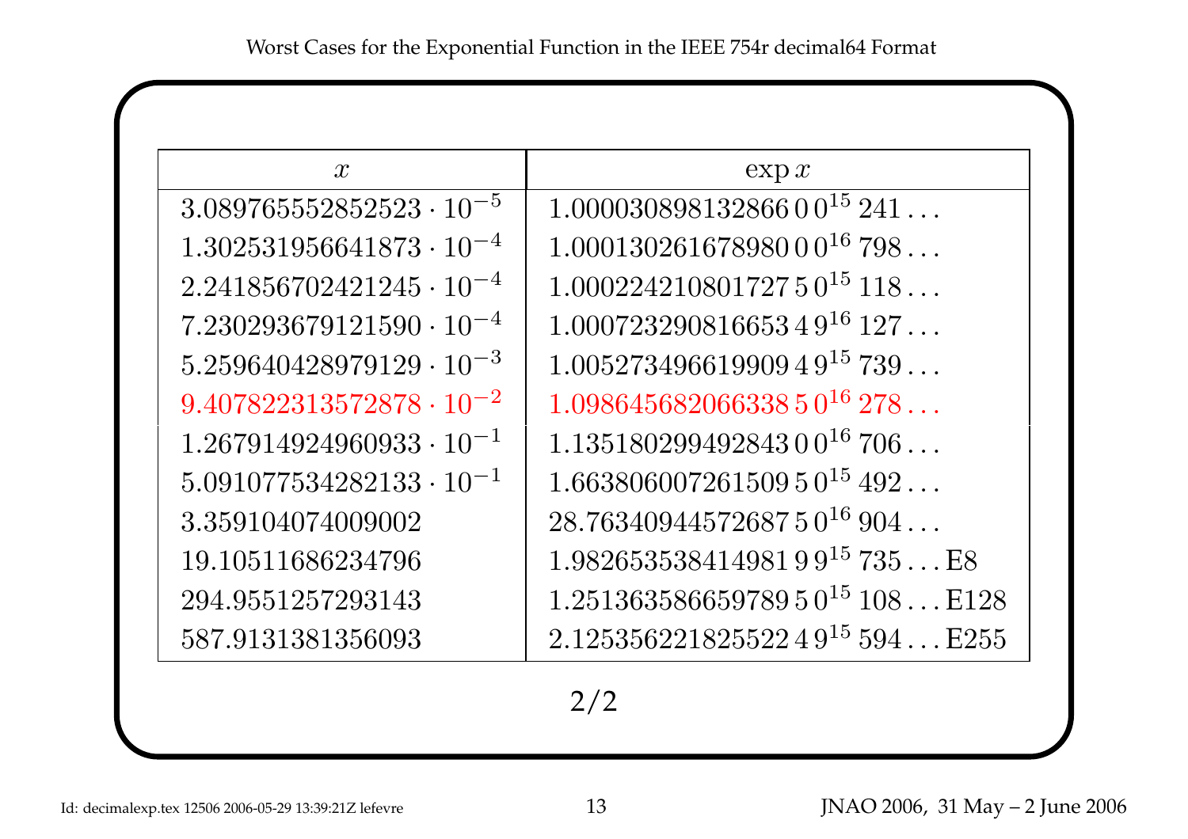| $x$ | $\exp x$ |
|---|---|
| $3.089765552852523 \cdot 10^{-5}$ | $1.000030898132866\,0\,0^{15}\,241\ldots$ |
| $1.302531956641873 \cdot 10^{-4}$ | $1.000130261678980\,0\,0^{16}\,798\ldots$ |
| $2.241856702421245 \cdot 10^{-4}$ | $1.000224210801727\,5\,0^{15}\,118\ldots$ |
| $7.230293679121590 \cdot 10^{-4}$ | $1.000723290816653\,4\,9^{16}\,127\ldots$ |
| $5.259640428979129 \cdot 10^{-3}$ | $1.005273496619909\,4\,9^{15}\,739\ldots$ |
| $9.407822313572878 \cdot 10^{-2}$ | $1.098645682066338\,5\,0^{16}\,278\ldots$ |
| $1.267914924960933 \cdot 10^{-1}$ | $1.135180299492843\,0\,0^{16}\,706\ldots$ |
| $5.091077534282133 \cdot 10^{-1}$ | $1.663806007261509\,5\,0^{15}\,492\ldots$ |
| $3.359104074009002$ | $28.76340944572687\,5\,0^{16}\,904\ldots$ |
| $19.10511686234796$ | $1.982653538414981\,9\,9^{15}\,735\ldots\text{E}8$ |
| $294.9551257293143$ | $1.251363586659789\,5\,0^{15}\,108\ldots\text{E}128$ |
| $587.9131381356093$ | $2.125356221825522\,4\,9^{15}\,594\ldots\text{E}255$ |

2/2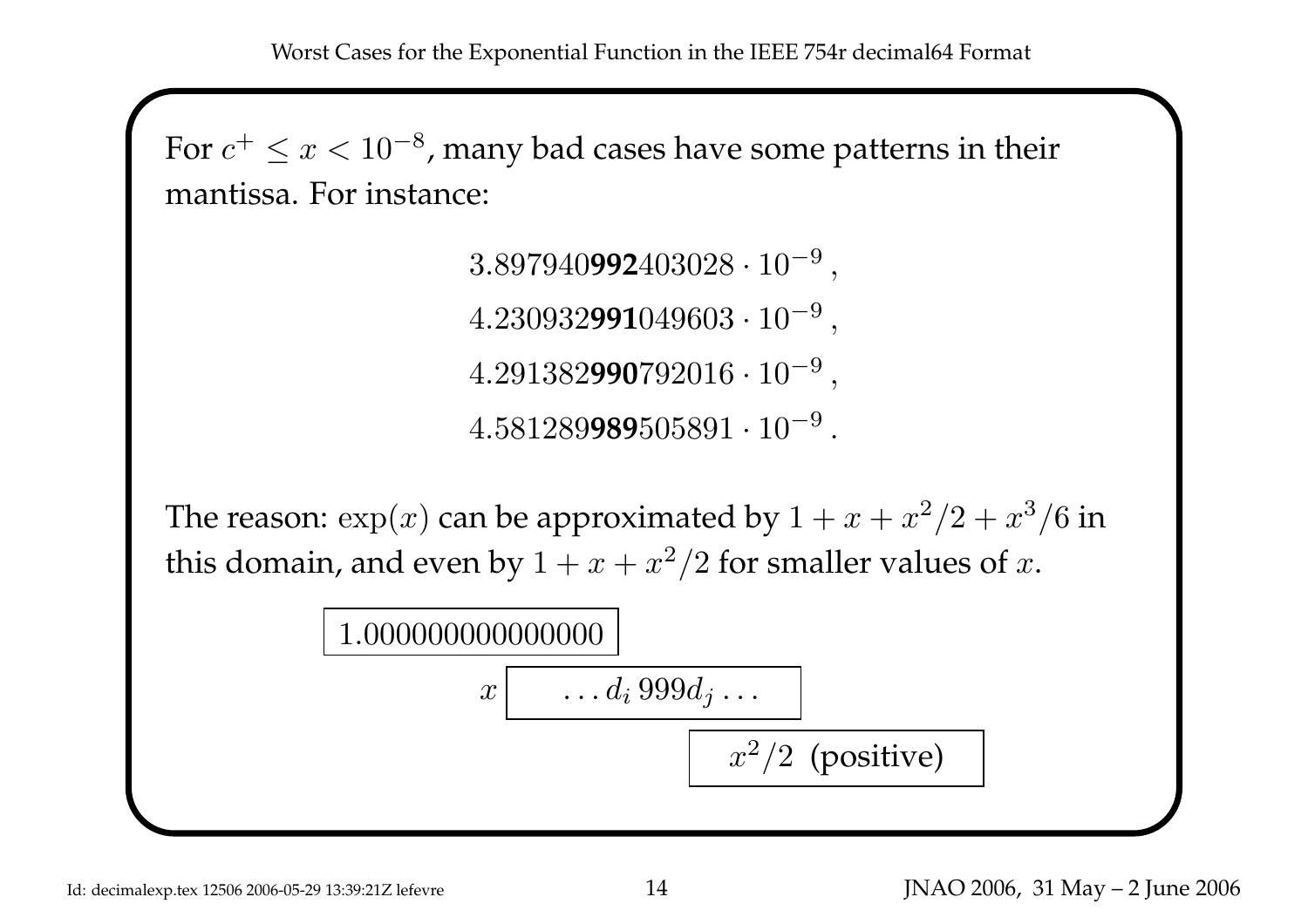For $c^+ \le x < 10^{-8}$, many bad cases have some patterns in their mantissa. For instance:

$$3.897940\mathbf{992}403028 \cdot 10^{-9}\,,$$
$$4.230932\mathbf{991}049603 \cdot 10^{-9}\,,$$
$$4.291382\mathbf{990}792016 \cdot 10^{-9}\,,$$
$$4.581289\mathbf{989}505891 \cdot 10^{-9}\,.$$

The reason: $\exp(x)$ can be approximated by $1 + x + x^2/2 + x^3/6$ in this domain, and even by $1 + x + x^2/2$ for smaller values of $x$.

$$\boxed{1.000000000000000}$$
$$x \ \boxed{\ldots d_i\, 999 d_j \ldots}$$
$$\boxed{x^2/2 \text{ (positive)}}$$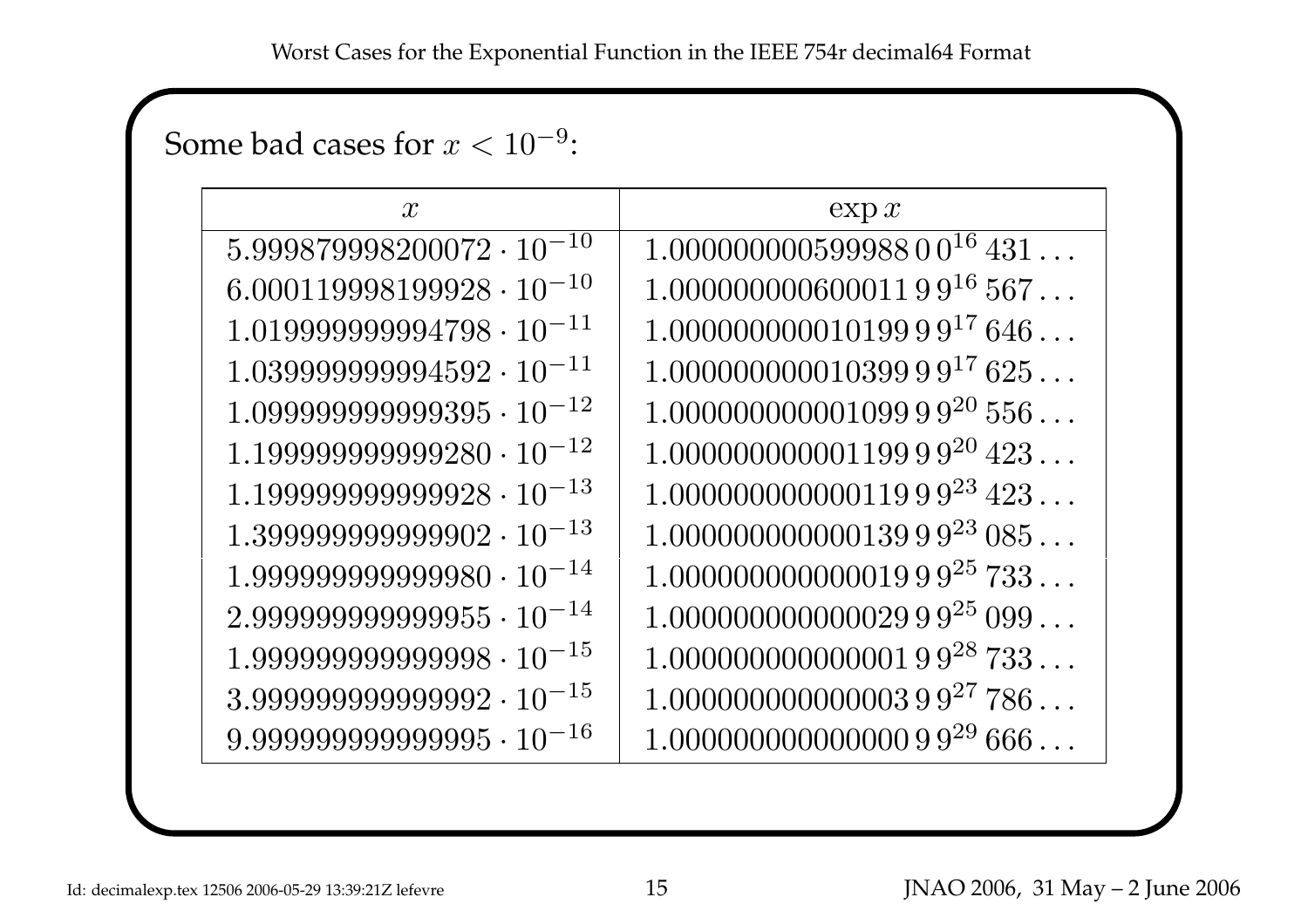Some bad cases for $x < 10^{-9}$:

| $x$ | $\exp x$ |
|---|---|
| $5.999879998200072 \cdot 10^{-10}$ | $1.000000000599988\,0\,0^{16}\,431\ldots$ |
| $6.000119998199928 \cdot 10^{-10}$ | $1.000000000600011\,9\,9^{16}\,567\ldots$ |
| $1.019999999994798 \cdot 10^{-11}$ | $1.000000000010199\,9\,9^{17}\,646\ldots$ |
| $1.039999999994592 \cdot 10^{-11}$ | $1.000000000010399\,9\,9^{17}\,625\ldots$ |
| $1.099999999999395 \cdot 10^{-12}$ | $1.000000000001099\,9\,9^{20}\,556\ldots$ |
| $1.199999999999280 \cdot 10^{-12}$ | $1.000000000001199\,9\,9^{20}\,423\ldots$ |
| $1.199999999999928 \cdot 10^{-13}$ | $1.000000000000119\,9\,9^{23}\,423\ldots$ |
| $1.399999999999902 \cdot 10^{-13}$ | $1.000000000000139\,9\,9^{23}\,085\ldots$ |
| $1.999999999999980 \cdot 10^{-14}$ | $1.000000000000019\,9\,9^{25}\,733\ldots$ |
| $2.999999999999955 \cdot 10^{-14}$ | $1.000000000000029\,9\,9^{25}\,099\ldots$ |
| $1.999999999999998 \cdot 10^{-15}$ | $1.000000000000001\,9\,9^{28}\,733\ldots$ |
| $3.999999999999992 \cdot 10^{-15}$ | $1.000000000000003\,9\,9^{27}\,786\ldots$ |
| $9.999999999999995 \cdot 10^{-16}$ | $1.000000000000000\,9\,9^{29}\,666\ldots$ |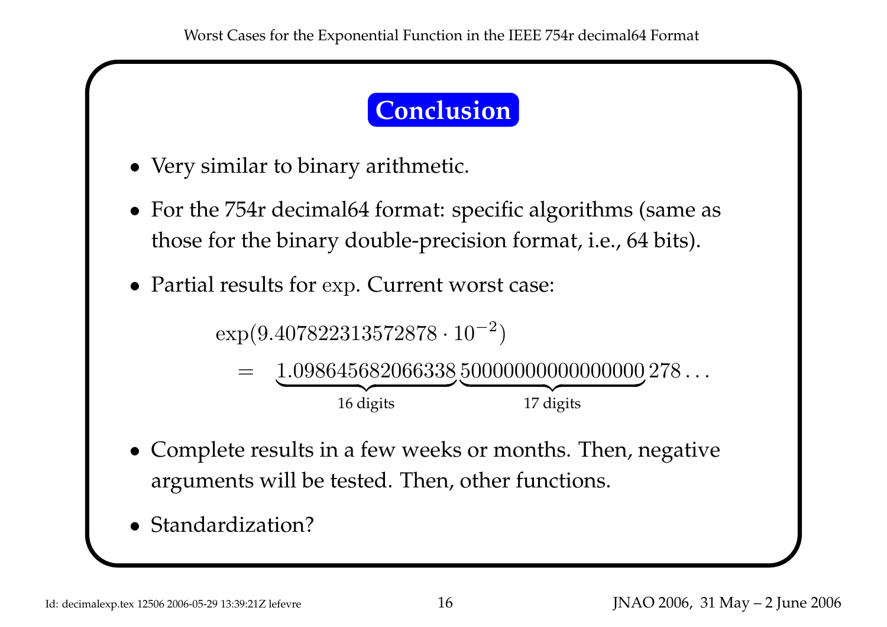# Conclusion

- Very similar to binary arithmetic.
- For the 754r decimal64 format: specific algorithms (same as those for the binary double-precision format, i.e., 64 bits).
- Partial results for exp. Current worst case:

$$\exp(9.407822313572878 \cdot 10^{-2}) = \underbrace{1.098645682066338}_{\text{16 digits}}\,\underbrace{50000000000000000}_{\text{17 digits}}\,278\ldots$$

- Complete results in a few weeks or months. Then, negative arguments will be tested. Then, other functions.
- Standardization?